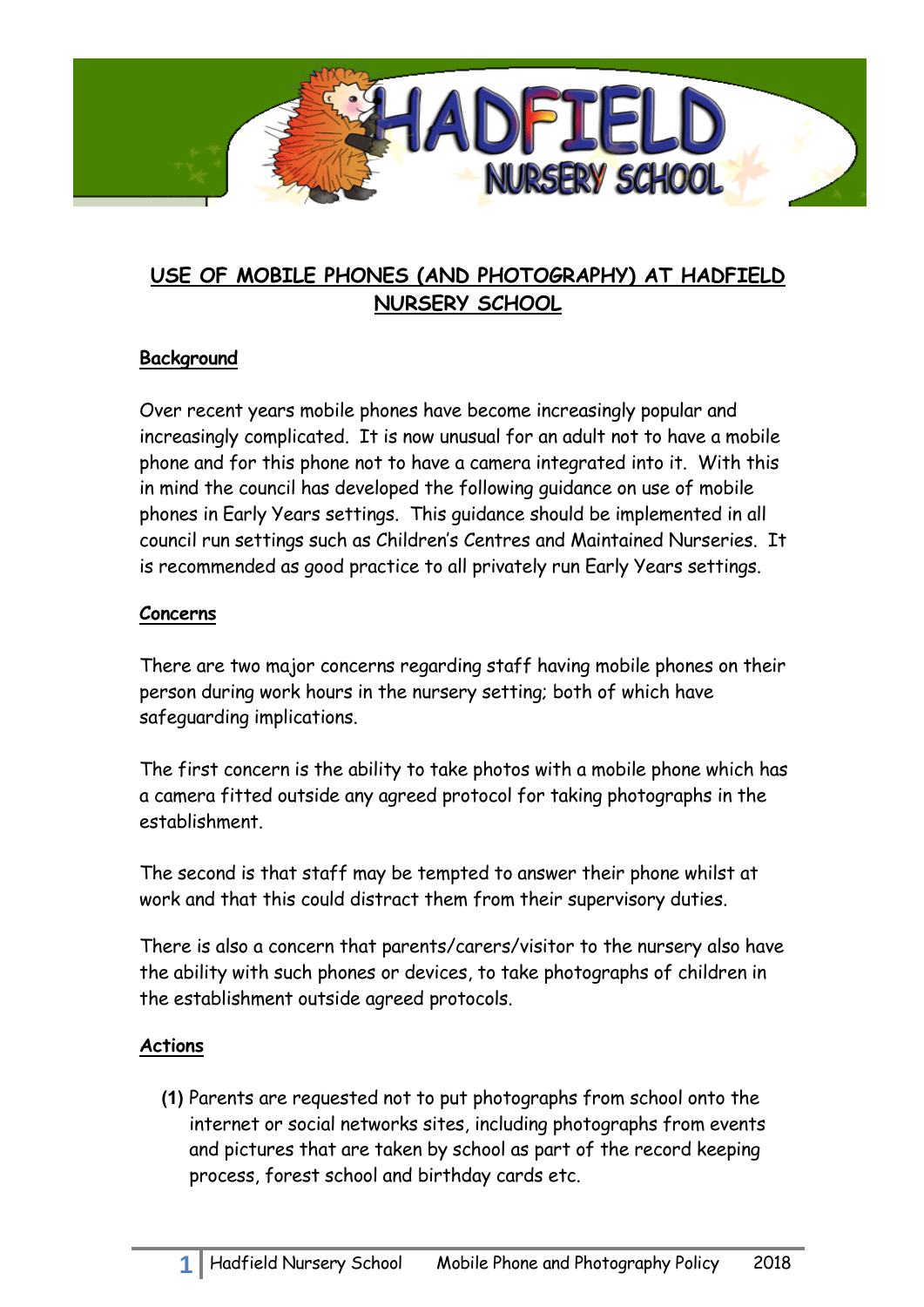# USE OF MOBILE PHONES (AND PHOTOGRAPHY) AT HADFIELD NURSERY SCHOOL

## Background

Over recent years mobile phones have become increasingly popular and increasingly complicated. It is now unusual for an adult not to have a mobile phone and for this phone not to have a camera integrated into it. With this in mind the council has developed the following guidance on use of mobile phones in Early Years settings. This guidance should be implemented in all council run settings such as Children's Centres and Maintained Nurseries. It is recommended as good practice to all privately run Early Years settings.

## Concerns

There are two major concerns regarding staff having mobile phones on their person during work hours in the nursery setting; both of which have safeguarding implications.

The first concern is the ability to take photos with a mobile phone which has a camera fitted outside any agreed protocol for taking photographs in the establishment.

The second is that staff may be tempted to answer their phone whilst at work and that this could distract them from their supervisory duties.

There is also a concern that parents/carers/visitor to the nursery also have the ability with such phones or devices, to take photographs of children in the establishment outside agreed protocols.

## Actions

**(1)** Parents are requested not to put photographs from school onto the internet or social networks sites, including photographs from events and pictures that are taken by school as part of the record keeping process, forest school and birthday cards etc.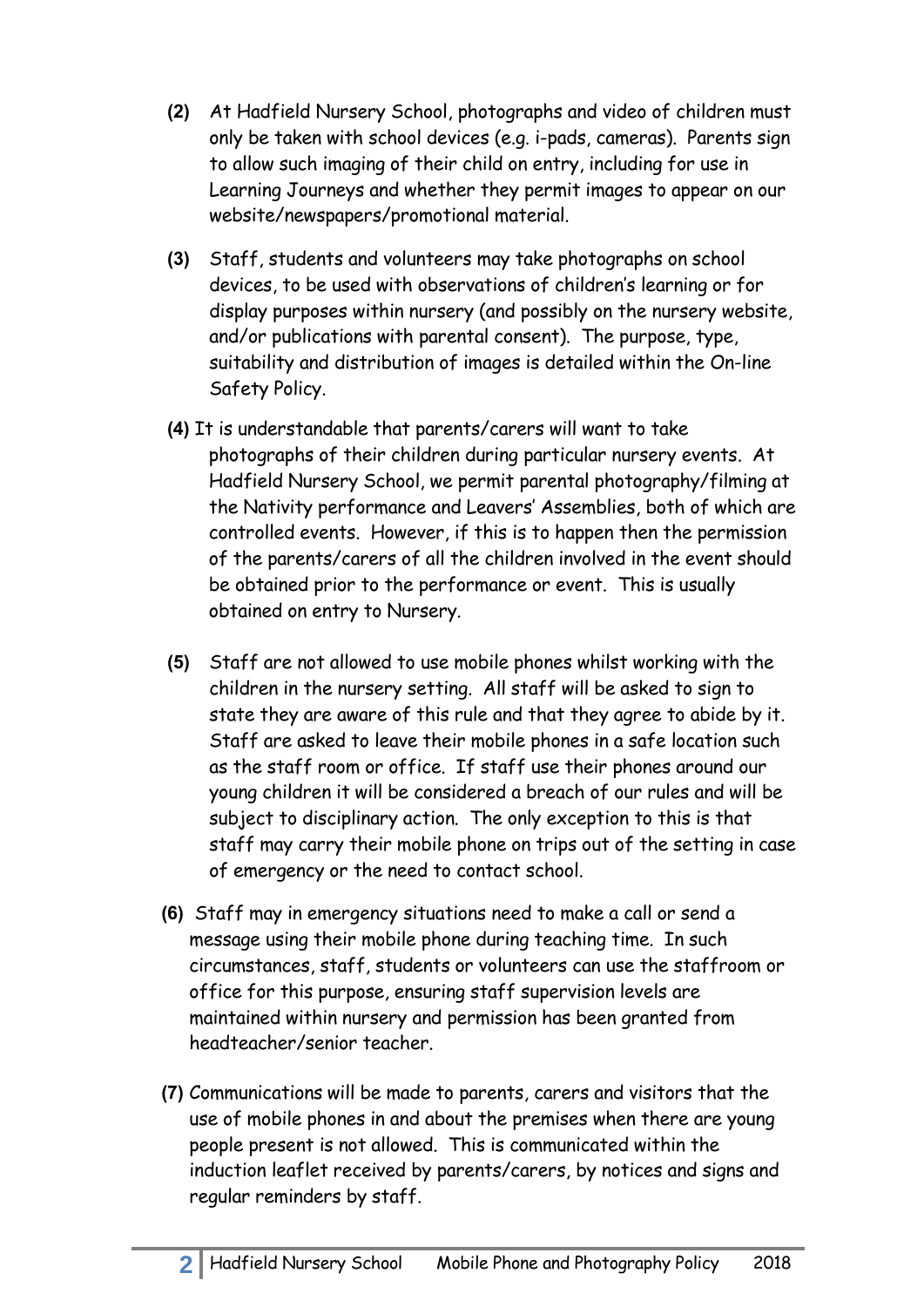**(2)** At Hadfield Nursery School, photographs and video of children must only be taken with school devices (e.g. i-pads, cameras). Parents sign to allow such imaging of their child on entry, including for use in Learning Journeys and whether they permit images to appear on our website/newspapers/promotional material.

**(3)** Staff, students and volunteers may take photographs on school devices, to be used with observations of children's learning or for display purposes within nursery (and possibly on the nursery website, and/or publications with parental consent). The purpose, type, suitability and distribution of images is detailed within the On-line Safety Policy.

**(4)** It is understandable that parents/carers will want to take photographs of their children during particular nursery events. At Hadfield Nursery School, we permit parental photography/filming at the Nativity performance and Leavers' Assemblies, both of which are controlled events. However, if this is to happen then the permission of the parents/carers of all the children involved in the event should be obtained prior to the performance or event. This is usually obtained on entry to Nursery.

**(5)** Staff are not allowed to use mobile phones whilst working with the children in the nursery setting. All staff will be asked to sign to state they are aware of this rule and that they agree to abide by it. Staff are asked to leave their mobile phones in a safe location such as the staff room or office. If staff use their phones around our young children it will be considered a breach of our rules and will be subject to disciplinary action. The only exception to this is that staff may carry their mobile phone on trips out of the setting in case of emergency or the need to contact school.

**(6)** Staff may in emergency situations need to make a call or send a message using their mobile phone during teaching time. In such circumstances, staff, students or volunteers can use the staffroom or office for this purpose, ensuring staff supervision levels are maintained within nursery and permission has been granted from headteacher/senior teacher.

**(7)** Communications will be made to parents, carers and visitors that the use of mobile phones in and about the premises when there are young people present is not allowed. This is communicated within the induction leaflet received by parents/carers, by notices and signs and regular reminders by staff.